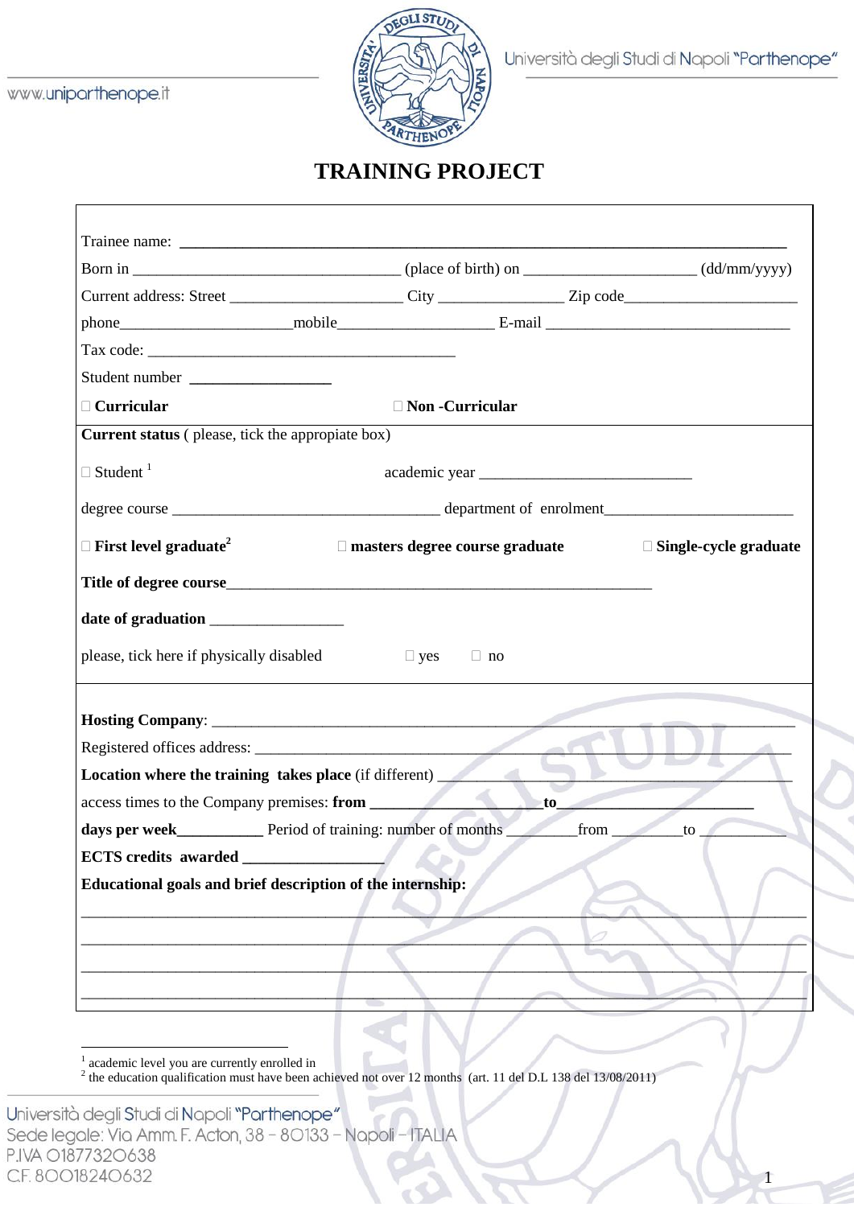# TRAINING PROJECT

Trainee name: ___________________________________________________________________________

Born in _________________________________ (place of birth) on _____________________ (dd/mm/yyyy)

Current address: Street _____________________ City _______________ Zip code_____________________

phone_____________________mobile___________________ E-mail ______________________________

Tax code: ______________________________________

Student number __________________

☐ **Curricular** ☐ **Non -Curricular**

**Current status** ( please, tick the appropiate box)

☐ Student [1] academic year __________________________

degree course _________________________________ department of enrolment_______________________

☐ **First level graduate**[2] ☐ **masters degree course graduate** ☐ **Single-cycle graduate**

**Title of degree course**______________________________________________________

**date of graduation** ________________

please, tick here if physically disabled ☐ yes ☐ no

**Hosting Company**: ______________________________________________________________________

Registered offices address: _________________________________________________________________

**Location where the training takes place** (if different) __________________________________________

access times to the Company premises: **from** ____________________**to**________________________

**days per week**__________ Period of training: number of months ________from ________to __________

**ECTS credits awarded** _________________

**Educational goals and brief description of the internship:**

_____________________________________________________________________________________

_____________________________________________________________________________________

_____________________________________________________________________________________

_____________________________________________________________________________________

---

[1] academic level you are currently enrolled in

[2] the education qualification must have been achieved not over 12 months (art. 11 del D.L 138 del 13/08/2011)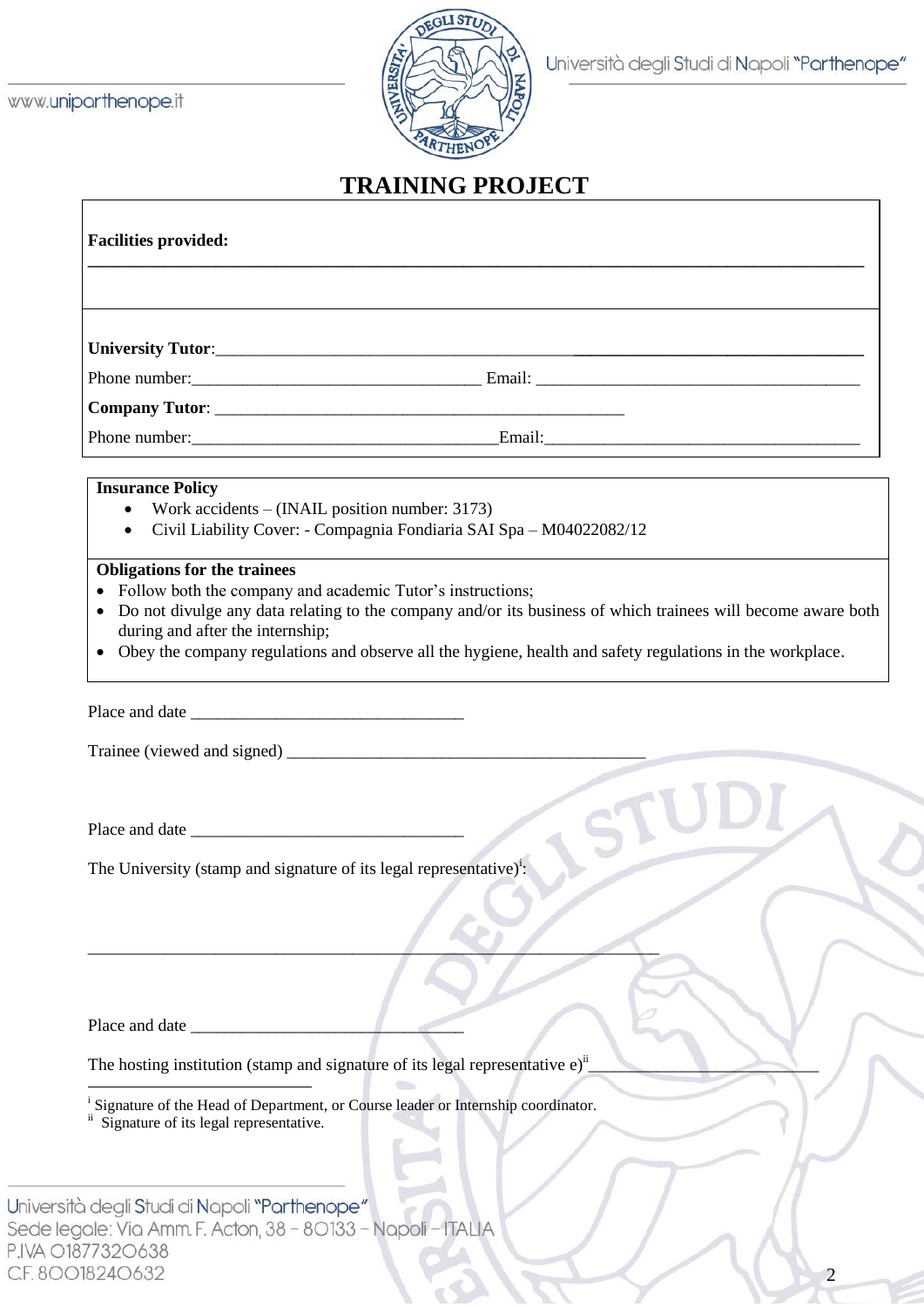# TRAINING PROJECT

**Facilities provided:**

______________________________________________________________________________

**University Tutor**:___________________________________________________________________

Phone number:_________________________________ Email: _____________________________________

**Company Tutor**: _______________________________________________

Phone number:___________________________________Email:___________________________________

**Insurance Policy**

- Work accidents – (INAIL position number: 3173)
- Civil Liability Cover: - Compagnia Fondiaria SAI Spa – M04022082/12

**Obligations for the trainees**

- Follow both the company and academic Tutor's instructions;
- Do not divulge any data relating to the company and/or its business of which trainees will become aware both during and after the internship;
- Obey the company regulations and observe all the hygiene, health and safety regulations in the workplace.

Place and date _______________________________

Trainee (viewed and signed) __________________________________________

Place and date _______________________________

The University (stamp and signature of its legal representative)[i]:

_________________________________________________________________

Place and date _______________________________

The hosting institution (stamp and signature of its legal representative e)[ii]_________________________

[i] Signature of the Head of Department, or Course leader or Internship coordinator.

[ii] Signature of its legal representative.

Università degli Studi di Napoli "Parthenope"
Sede legale: Via Amm. F. Acton, 38 – 80133 – Napoli – ITALIA
P.IVA 01877320638
C.F. 80018240632